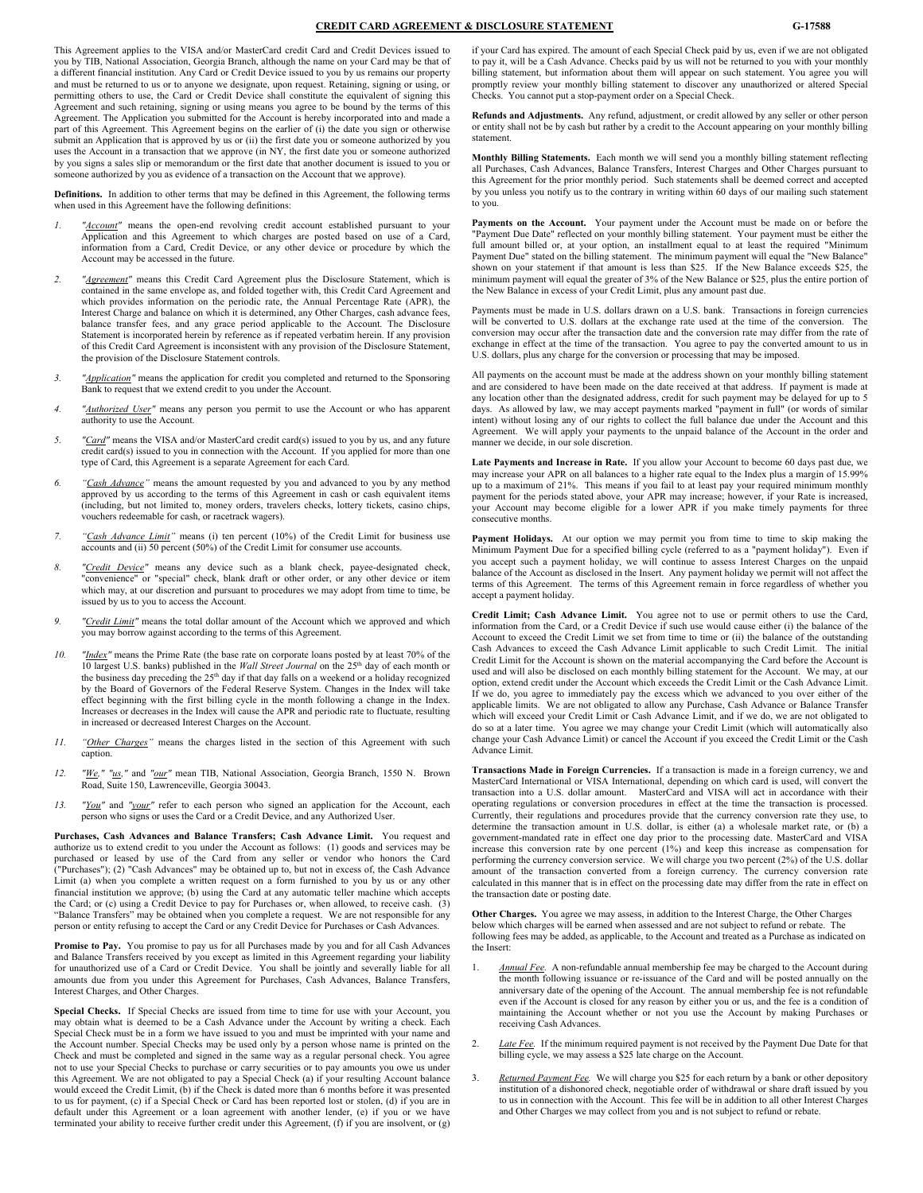# CREDIT CARD AGREEMENT & DISCLOSURE STATEMENT

G-17588

This Agreement applies to the VISA and/or MasterCard credit Card and Credit Devices issued to you by TIB, National Association, Georgia Branch, although the name on your Card may be that of a different financial institution. Any Card or Credit Device issued to you by us remains our property and must be returned to us or to anyone we designate, upon request. Retaining, signing or using, or permitting others to use, the Card or Credit Device shall constitute the equivalent of signing this Agreement and such retaining, signing or using means you agree to be bound by the terms of this Agreement. The Application you submitted for the Account is hereby incorporated into and made a part of this Agreement. This Agreement begins on the earlier of (i) the date you sign or otherwise submit an Application that is approved by us or (ii) the first date you or someone authorized by you uses the Account in a transaction that we approve (in NY, the first date you or someone authorized by you signs a sales slip or memorandum or the first date that another document is issued to you or someone authorized by you as evidence of a transaction on the Account that we approve).

**Definitions.** In addition to other terms that may be defined in this Agreement, the following terms when used in this Agreement have the following definitions:

1. *"Account"* means the open-end revolving credit account established pursuant to your Application and this Agreement to which charges are posted based on use of a Card, information from a Card, Credit Device, or any other device or procedure by which the Account may be accessed in the future.
2. *"Agreement"* means this Credit Card Agreement plus the Disclosure Statement, which is contained in the same envelope as, and folded together with, this Credit Card Agreement and which provides information on the periodic rate, the Annual Percentage Rate (APR), the Interest Charge and balance on which it is determined, any Other Charges, cash advance fees, balance transfer fees, and any grace period applicable to the Account. The Disclosure Statement is incorporated herein by reference as if repeated verbatim herein. If any provision of this Credit Card Agreement is inconsistent with any provision of the Disclosure Statement, the provision of the Disclosure Statement controls.
3. *"Application"* means the application for credit you completed and returned to the Sponsoring Bank to request that we extend credit to you under the Account.
4. *"Authorized User"* means any person you permit to use the Account or who has apparent authority to use the Account.
5. *"Card"* means the VISA and/or MasterCard credit card(s) issued to you by us, and any future credit card(s) issued to you in connection with the Account. If you applied for more than one type of Card, this Agreement is a separate Agreement for each Card.
6. *"Cash Advance"* means the amount requested by you and advanced to you by any method approved by us according to the terms of this Agreement in cash or cash equivalent items (including, but not limited to, money orders, travelers checks, lottery tickets, casino chips, vouchers redeemable for cash, or racetrack wagers).
7. *"Cash Advance Limit"* means (i) ten percent (10%) of the Credit Limit for business use accounts and (ii) 50 percent (50%) of the Credit Limit for consumer use accounts.
8. *"Credit Device"* means any device such as a blank check, payee-designated check, "convenience" or "special" check, blank draft or other order, or any other device or item which may, at our discretion and pursuant to procedures we may adopt from time to time, be issued by us to you to access the Account.
9. *"Credit Limit"* means the total dollar amount of the Account which we approved and which you may borrow against according to the terms of this Agreement.
10. *"Index"* means the Prime Rate (the base rate on corporate loans posted by at least 70% of the 10 largest U.S. banks) published in the *Wall Street Journal* on the 25th day of each month or the business day preceding the 25th day if that day falls on a weekend or a holiday recognized by the Board of Governors of the Federal Reserve System. Changes in the Index will take effect beginning with the first billing cycle in the month following a change in the Index. Increases or decreases in the Index will cause the APR and periodic rate to fluctuate, resulting in increased or decreased Interest Charges on the Account.
11. *"Other Charges"* means the charges listed in the section of this Agreement with such caption.
12. *"We," "us,"* and *"our"* mean TIB, National Association, Georgia Branch, 1550 N. Brown Road, Suite 150, Lawrenceville, Georgia 30043.
13. *"You"* and *"your"* refer to each person who signed an application for the Account, each person who signs or uses the Card or a Credit Device, and any Authorized User.

**Purchases, Cash Advances and Balance Transfers; Cash Advance Limit.** You request and authorize us to extend credit to you under the Account as follows: (1) goods and services may be purchased or leased by use of the Card from any seller or vendor who honors the Card ("Purchases"); (2) "Cash Advances" may be obtained up to, but not in excess of, the Cash Advance Limit (a) when you complete a written request on a form furnished to you by us or any other financial institution we approve; (b) using the Card at any automatic teller machine which accepts the Card; or (c) using a Credit Device to pay for Purchases or, when allowed, to receive cash. (3) "Balance Transfers" may be obtained when you complete a request. We are not responsible for any person or entity refusing to accept the Card or any Credit Device for Purchases or Cash Advances.

**Promise to Pay.** You promise to pay us for all Purchases made by you and for all Cash Advances and Balance Transfers received by you except as limited in this Agreement regarding your liability for unauthorized use of a Card or Credit Device. You shall be jointly and severally liable for all amounts due from you under this Agreement for Purchases, Cash Advances, Balance Transfers, Interest Charges, and Other Charges.

**Special Checks.** If Special Checks are issued from time to time for use with your Account, you may obtain what is deemed to be a Cash Advance under the Account by writing a check. Each Special Check must be in a form we have issued to you and must be imprinted with your name and the Account number. Special Checks may be used only by a person whose name is printed on the Check and must be completed and signed in the same way as a regular personal check. You agree not to use your Special Checks to purchase or carry securities or to pay amounts you owe us under this Agreement. We are not obligated to pay a Special Check (a) if your resulting Account balance would exceed the Credit Limit, (b) if the Check is dated more than 6 months before it was presented to us for payment, (c) if a Special Check or Card has been reported lost or stolen, (d) if you are in default under this Agreement or a loan agreement with another lender, (e) if you or we have terminated your ability to receive further credit under this Agreement, (f) if you are insolvent, or (g) if your Card has expired. The amount of each Special Check paid by us, even if we are not obligated to pay it, will be a Cash Advance. Checks paid by us will not be returned to you with your monthly billing statement, but information about them will appear on such statement. You agree you will promptly review your monthly billing statement to discover any unauthorized or altered Special Checks. You cannot put a stop-payment order on a Special Check.

**Refunds and Adjustments.** Any refund, adjustment, or credit allowed by any seller or other person or entity shall not be by cash but rather by a credit to the Account appearing on your monthly billing statement.

**Monthly Billing Statements.** Each month we will send you a monthly billing statement reflecting all Purchases, Cash Advances, Balance Transfers, Interest Charges and Other Charges pursuant to this Agreement for the prior monthly period. Such statements shall be deemed correct and accepted by you unless you notify us to the contrary in writing within 60 days of our mailing such statement to you.

**Payments on the Account.** Your payment under the Account must be made on or before the "Payment Due Date" reflected on your monthly billing statement. Your payment must be either the full amount billed or, at your option, an installment equal to at least the required "Minimum Payment Due" stated on the billing statement. The minimum payment will equal the "New Balance" shown on your statement if that amount is less than $25. If the New Balance exceeds $25, the minimum payment will equal the greater of 3% of the New Balance or $25, plus the entire portion of the New Balance in excess of your Credit Limit, plus any amount past due.

Payments must be made in U.S. dollars drawn on a U.S. bank. Transactions in foreign currencies will be converted to U.S. dollars at the exchange rate used at the time of the conversion. The conversion may occur after the transaction date and the conversion rate may differ from the rate of exchange in effect at the time of the transaction. You agree to pay the converted amount to us in U.S. dollars, plus any charge for the conversion or processing that may be imposed.

All payments on the account must be made at the address shown on your monthly billing statement and are considered to have been made on the date received at that address. If payment is made at any location other than the designated address, credit for such payment may be delayed for up to 5 days. As allowed by law, we may accept payments marked "payment in full" (or words of similar intent) without losing any of our rights to collect the full balance due under the Account and this Agreement. We will apply your payments to the unpaid balance of the Account in the order and manner we decide, in our sole discretion.

**Late Payments and Increase in Rate.** If you allow your Account to become 60 days past due, we may increase your APR on all balances to a higher rate equal to the Index plus a margin of 15.99% up to a maximum of 21%. This means if you fail to at least pay your required minimum monthly payment for the periods stated above, your APR may increase; however, if your Rate is increased, your Account may become eligible for a lower APR if you make timely payments for three consecutive months.

**Payment Holidays.** At our option we may permit you from time to time to skip making the Minimum Payment Due for a specified billing cycle (referred to as a "payment holiday"). Even if you accept such a payment holiday, we will continue to assess Interest Charges on the unpaid balance of the Account as disclosed in the Insert. Any payment holiday we permit will not affect the terms of this Agreement. The terms of this Agreement remain in force regardless of whether you accept a payment holiday.

**Credit Limit; Cash Advance Limit.** You agree not to use or permit others to use the Card, information from the Card, or a Credit Device if such use would cause either (i) the balance of the Account to exceed the Credit Limit we set from time to time or (ii) the balance of the outstanding Cash Advances to exceed the Cash Advance Limit applicable to such Credit Limit. The initial Credit Limit for the Account is shown on the material accompanying the Card before the Account is used and will also be disclosed on each monthly billing statement for the Account. We may, at our option, extend credit under the Account which exceeds the Credit Limit or the Cash Advance Limit. If we do, you agree to immediately pay the excess which we advanced to you over either of the applicable limits. We are not obligated to allow any Purchase, Cash Advance or Balance Transfer which will exceed your Credit Limit or Cash Advance Limit, and if we do, we are not obligated to do so at a later time. You agree we may change your Credit Limit (which will automatically also change your Cash Advance Limit) or cancel the Account if you exceed the Credit Limit or the Cash Advance Limit.

**Transactions Made in Foreign Currencies.** If a transaction is made in a foreign currency, we and MasterCard International or VISA International, depending on which card is used, will convert the transaction into a U.S. dollar amount. MasterCard and VISA will act in accordance with their operating regulations or conversion procedures in effect at the time the transaction is processed. Currently, their regulations and procedures provide that the currency conversion rate they use, to determine the transaction amount in U.S. dollar, is either (a) a wholesale market rate, or (b) a government-mandated rate in effect one day prior to the processing date. MasterCard and VISA increase this conversion rate by one percent (1%) and keep this increase as compensation for performing the currency conversion service. We will charge you two percent (2%) of the U.S. dollar amount of the transaction converted from a foreign currency. The currency conversion rate calculated in this manner that is in effect on the processing date may differ from the rate in effect on the transaction date or posting date.

**Other Charges.** You agree we may assess, in addition to the Interest Charge, the Other Charges below which charges will be earned when assessed and are not subject to refund or rebate. The following fees may be added, as applicable, to the Account and treated as a Purchase as indicated on the Insert:

1. *Annual Fee.* A non-refundable annual membership fee may be charged to the Account during the month following issuance or re-issuance of the Card and will be posted annually on the anniversary date of the opening of the Account. The annual membership fee is not refundable even if the Account is closed for any reason by either you or us, and the fee is a condition of maintaining the Account whether or not you use the Account by making Purchases or receiving Cash Advances.
2. *Late Fee.* If the minimum required payment is not received by the Payment Due Date for that billing cycle, we may assess a $25 late charge on the Account.
3. *Returned Payment Fee.* We will charge you $25 for each return by a bank or other depository institution of a dishonored check, negotiable order of withdrawal or share draft issued by you to us in connection with the Account. This fee will be in addition to all other Interest Charges and Other Charges we may collect from you and is not subject to refund or rebate.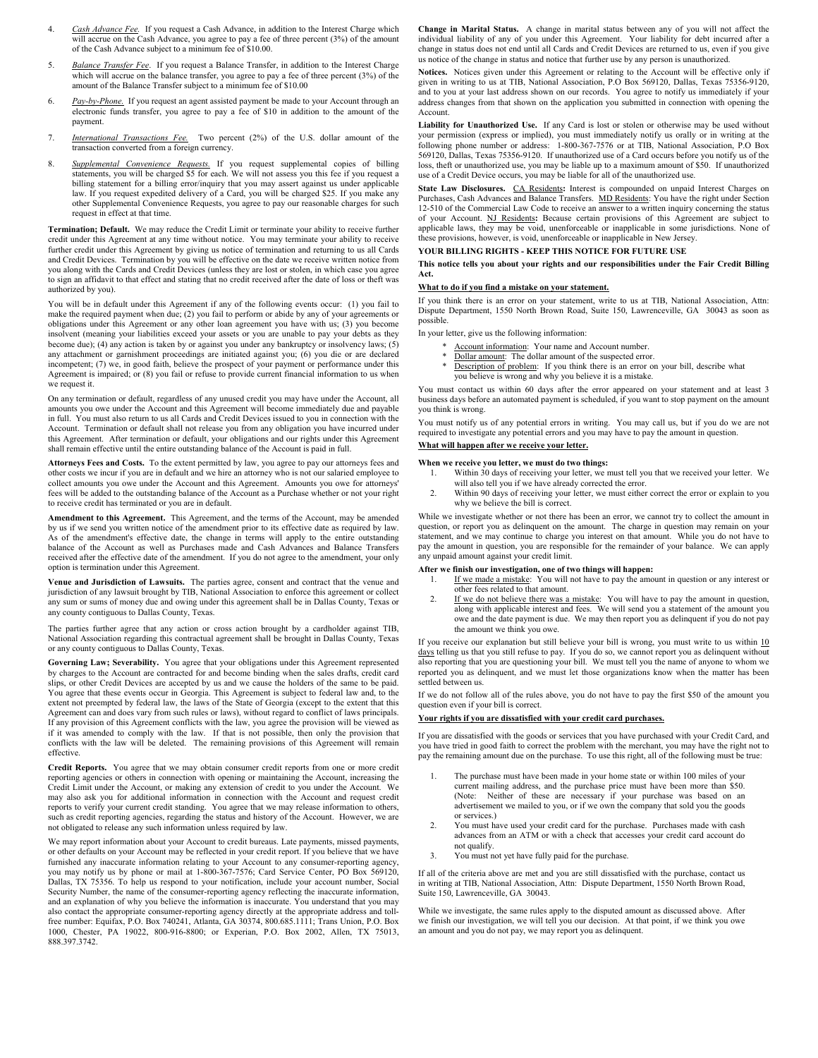4. *Cash Advance Fee.* If you request a Cash Advance, in addition to the Interest Charge which will accrue on the Cash Advance, you agree to pay a fee of three percent (3%) of the amount of the Cash Advance subject to a minimum fee of $10.00.

5. *Balance Transfer Fee*. If you request a Balance Transfer, in addition to the Interest Charge which will accrue on the balance transfer, you agree to pay a fee of three percent (3%) of the amount of the Balance Transfer subject to a minimum fee of $10.00

6. *Pay-by-Phone.* If you request an agent assisted payment be made to your Account through an electronic funds transfer, you agree to pay a fee of $10 in addition to the amount of the payment.

7. *International Transactions Fee.* Two percent (2%) of the U.S. dollar amount of the transaction converted from a foreign currency.

8. *Supplemental Convenience Requests.* If you request supplemental copies of billing statements, you will be charged $5 for each. We will not assess you this fee if you request a billing statement for a billing error/inquiry that you may assert against us under applicable law. If you request expedited delivery of a Card, you will be charged $25. If you make any other Supplemental Convenience Requests, you agree to pay our reasonable charges for such request in effect at that time.

**Termination; Default.** We may reduce the Credit Limit or terminate your ability to receive further credit under this Agreement at any time without notice. You may terminate your ability to receive further credit under this Agreement by giving us notice of termination and returning to us all Cards and Credit Devices. Termination by you will be effective on the date we receive written notice from you along with the Cards and Credit Devices (unless they are lost or stolen, in which case you agree to sign an affidavit to that effect and stating that no credit received after the date of loss or theft was authorized by you).

You will be in default under this Agreement if any of the following events occur: (1) you fail to make the required payment when due; (2) you fail to perform or abide by any of your agreements or obligations under this Agreement or any other loan agreement you have with us; (3) you become insolvent (meaning your liabilities exceed your assets or you are unable to pay your debts as they become due); (4) any action is taken by or against you under any bankruptcy or insolvency laws; (5) any attachment or garnishment proceedings are initiated against you; (6) you die or are declared incompetent; (7) we, in good faith, believe the prospect of your payment or performance under this Agreement is impaired; or (8) you fail or refuse to provide current financial information to us when we request it.

On any termination or default, regardless of any unused credit you may have under the Account, all amounts you owe under the Account and this Agreement will become immediately due and payable in full. You must also return to us all Cards and Credit Devices issued to you in connection with the Account. Termination or default shall not release you from any obligation you have incurred under this Agreement. After termination or default, your obligations and our rights under this Agreement shall remain effective until the entire outstanding balance of the Account is paid in full.

**Attorneys Fees and Costs.** To the extent permitted by law, you agree to pay our attorneys fees and other costs we incur if you are in default and we hire an attorney who is not our salaried employee to collect amounts you owe under the Account and this Agreement. Amounts you owe for attorneys' fees will be added to the outstanding balance of the Account as a Purchase whether or not your right to receive credit has terminated or you are in default.

**Amendment to this Agreement.** This Agreement, and the terms of the Account, may be amended by us if we send you written notice of the amendment prior to its effective date as required by law. As of the amendment's effective date, the change in terms will apply to the entire outstanding balance of the Account as well as Purchases made and Cash Advances and Balance Transfers received after the effective date of the amendment. If you do not agree to the amendment, your only option is termination under this Agreement.

**Venue and Jurisdiction of Lawsuits.** The parties agree, consent and contract that the venue and jurisdiction of any lawsuit brought by TIB, National Association to enforce this agreement or collect any sum or sums of money due and owing under this agreement shall be in Dallas County, Texas or any county contiguous to Dallas County, Texas.

The parties further agree that any action or cross action brought by a cardholder against TIB, National Association regarding this contractual agreement shall be brought in Dallas County, Texas or any county contiguous to Dallas County, Texas.

**Governing Law; Severability.** You agree that your obligations under this Agreement represented by charges to the Account are contracted for and become binding when the sales drafts, credit card slips, or other Credit Devices are accepted by us and we cause the holders of the same to be paid. You agree that these events occur in Georgia. This Agreement is subject to federal law and, to the extent not preempted by federal law, the laws of the State of Georgia (except to the extent that this Agreement can and does vary from such rules or laws), without regard to conflict of laws principals. If any provision of this Agreement conflicts with the law, you agree the provision will be viewed as if it was amended to comply with the law. If that is not possible, then only the provision that conflicts with the law will be deleted. The remaining provisions of this Agreement will remain effective.

**Credit Reports.** You agree that we may obtain consumer credit reports from one or more credit reporting agencies or others in connection with opening or maintaining the Account, increasing the Credit Limit under the Account, or making any extension of credit to you under the Account. We may also ask you for additional information in connection with the Account and request credit reports to verify your current credit standing. You agree that we may release information to others, such as credit reporting agencies, regarding the status and history of the Account. However, we are not obligated to release any such information unless required by law.

We may report information about your Account to credit bureaus. Late payments, missed payments, or other defaults on your Account may be reflected in your credit report. If you believe that we have furnished any inaccurate information relating to your Account to any consumer-reporting agency, you may notify us by phone or mail at 1-800-367-7576; Card Service Center, PO Box 569120, Dallas, TX 75356. To help us respond to your notification, include your account number, Social Security Number, the name of the consumer-reporting agency reflecting the inaccurate information, and an explanation of why you believe the information is inaccurate. You understand that you may also contact the appropriate consumer-reporting agency directly at the appropriate address and toll-free number: Equifax, P.O. Box 740241, Atlanta, GA 30374, 800.685.1111; Trans Union, P.O. Box 1000, Chester, PA 19022, 800-916-8800; or Experian, P.O. Box 2002, Allen, TX 75013, 888.397.3742.

**Change in Marital Status.** A change in marital status between any of you will not affect the individual liability of any of you under this Agreement. Your liability for debt incurred after a change in status does not end until all Cards and Credit Devices are returned to us, even if you give us notice of the change in status and notice that further use by any person is unauthorized.

**Notices.** Notices given under this Agreement or relating to the Account will be effective only if given in writing to us at TIB, National Association, P.O Box 569120, Dallas, Texas 75356-9120, and to you at your last address shown on our records. You agree to notify us immediately if your address changes from that shown on the application you submitted in connection with opening the Account.

**Liability for Unauthorized Use.** If any Card is lost or stolen or otherwise may be used without your permission (express or implied), you must immediately notify us orally or in writing at the following phone number or address: 1-800-367-7576 or at TIB, National Association, P.O Box 569120, Dallas, Texas 75356-9120. If unauthorized use of a Card occurs before you notify us of the loss, theft or unauthorized use, you may be liable up to a maximum amount of $50. If unauthorized use of a Credit Device occurs, you may be liable for all of the unauthorized use.

**State Law Disclosures.** CA Residents**:** Interest is compounded on unpaid Interest Charges on Purchases, Cash Advances and Balance Transfers. MD Residents: You have the right under Section 12-510 of the Commercial Law Code to receive an answer to a written inquiry concerning the status of your Account. NJ Residents**:** Because certain provisions of this Agreement are subject to applicable laws, they may be void, unenforceable or inapplicable in some jurisdictions. None of these provisions, however, is void, unenforceable or inapplicable in New Jersey.

**YOUR BILLING RIGHTS - KEEP THIS NOTICE FOR FUTURE USE**

**This notice tells you about your rights and our responsibilities under the Fair Credit Billing Act.**

**What to do if you find a mistake on your statement.**

If you think there is an error on your statement, write to us at TIB, National Association, Attn: Dispute Department, 1550 North Brown Road, Suite 150, Lawrenceville, GA 30043 as soon as possible.

In your letter, give us the following information:

* Account information: Your name and Account number.
* Dollar amount: The dollar amount of the suspected error.
* Description of problem: If you think there is an error on your bill, describe what you believe is wrong and why you believe it is a mistake.

You must contact us within 60 days after the error appeared on your statement and at least 3 business days before an automated payment is scheduled, if you want to stop payment on the amount you think is wrong.

You must notify us of any potential errors in writing. You may call us, but if you do we are not required to investigate any potential errors and you may have to pay the amount in question.

**What will happen after we receive your letter.**

**When we receive your letter, we must do two things:**

1. Within 30 days of receiving your letter, we must tell you that we received your letter. We will also tell you if we have already corrected the error.
2. Within 90 days of receiving your letter, we must either correct the error or explain to you why we believe the bill is correct.

While we investigate whether or not there has been an error, we cannot try to collect the amount in question, or report you as delinquent on the amount. The charge in question may remain on your statement, and we may continue to charge you interest on that amount. While you do not have to pay the amount in question, you are responsible for the remainder of your balance. We can apply any unpaid amount against your credit limit.

**After we finish our investigation, one of two things will happen:**

1. If we made a mistake: You will not have to pay the amount in question or any interest or other fees related to that amount.
2. If we do not believe there was a mistake: You will have to pay the amount in question, along with applicable interest and fees. We will send you a statement of the amount you owe and the date payment is due. We may then report you as delinquent if you do not pay the amount we think you owe.

If you receive our explanation but still believe your bill is wrong, you must write to us within 10 days telling us that you still refuse to pay. If you do so, we cannot report you as delinquent without also reporting that you are questioning your bill. We must tell you the name of anyone to whom we reported you as delinquent, and we must let those organizations know when the matter has been settled between us.

If we do not follow all of the rules above, you do not have to pay the first $50 of the amount you question even if your bill is correct.

**Your rights if you are dissatisfied with your credit card purchases.**

If you are dissatisfied with the goods or services that you have purchased with your Credit Card, and you have tried in good faith to correct the problem with the merchant, you may have the right not to pay the remaining amount due on the purchase. To use this right, all of the following must be true:

1. The purchase must have been made in your home state or within 100 miles of your current mailing address, and the purchase price must have been more than $50. (Note: Neither of these are necessary if your purchase was based on an advertisement we mailed to you, or if we own the company that sold you the goods or services.)
2. You must have used your credit card for the purchase. Purchases made with cash advances from an ATM or with a check that accesses your credit card account do not qualify.
3. You must not yet have fully paid for the purchase.

If all of the criteria above are met and you are still dissatisfied with the purchase, contact us in writing at TIB, National Association, Attn: Dispute Department, 1550 North Brown Road, Suite 150, Lawrenceville, GA 30043.

While we investigate, the same rules apply to the disputed amount as discussed above. After we finish our investigation, we will tell you our decision. At that point, if we think you owe an amount and you do not pay, we may report you as delinquent.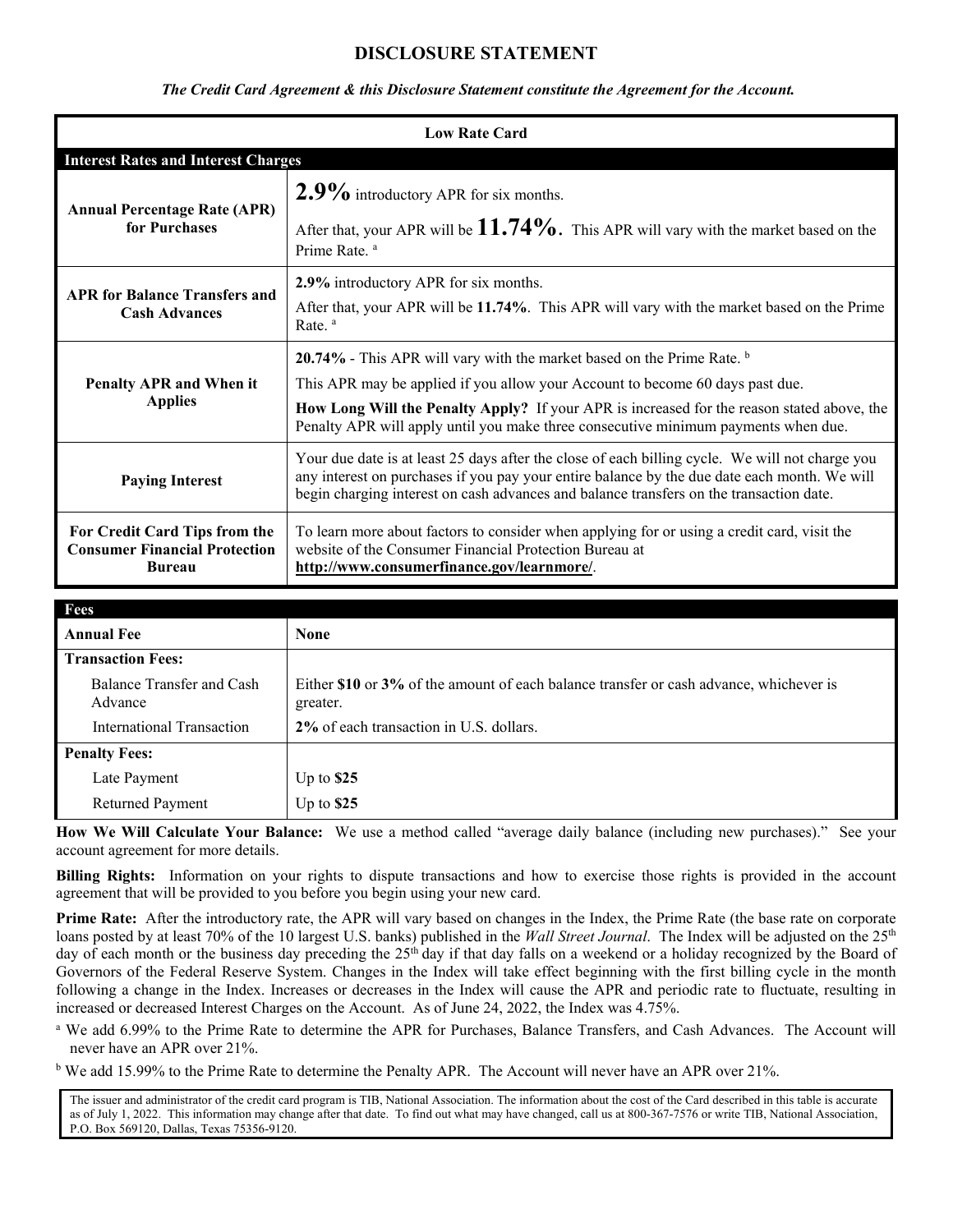# DISCLOSURE STATEMENT

***The Credit Card Agreement & this Disclosure Statement constitute the Agreement for the Account.***

| **Low Rate Card** | |
|---|---|
| **Interest Rates and Interest Charges** | |
| **Annual Percentage Rate (APR) for Purchases** | **2.9%** introductory APR for six months.<br>After that, your APR will be **11.74%**. This APR will vary with the market based on the Prime Rate. [a] |
| **APR for Balance Transfers and Cash Advances** | **2.9%** introductory APR for six months.<br>After that, your APR will be **11.74%**. This APR will vary with the market based on the Prime Rate. [a] |
| **Penalty APR and When it Applies** | **20.74%** - This APR will vary with the market based on the Prime Rate. [b]<br>This APR may be applied if you allow your Account to become 60 days past due.<br>**How Long Will the Penalty Apply?** If your APR is increased for the reason stated above, the Penalty APR will apply until you make three consecutive minimum payments when due. |
| **Paying Interest** | Your due date is at least 25 days after the close of each billing cycle. We will not charge you any interest on purchases if you pay your entire balance by the due date each month. We will begin charging interest on cash advances and balance transfers on the transaction date. |
| **For Credit Card Tips from the Consumer Financial Protection Bureau** | To learn more about factors to consider when applying for or using a credit card, visit the website of the Consumer Financial Protection Bureau at **http://www.consumerfinance.gov/learnmore/**. |

| **Fees** | |
|---|---|
| **Annual Fee** | **None** |
| **Transaction Fees:** | |
| Balance Transfer and Cash Advance | Either **$10** or **3%** of the amount of each balance transfer or cash advance, whichever is greater. |
| International Transaction | **2%** of each transaction in U.S. dollars. |
| **Penalty Fees:** | |
| Late Payment | Up to **$25** |
| Returned Payment | Up to **$25** |

**How We Will Calculate Your Balance:** We use a method called "average daily balance (including new purchases)." See your account agreement for more details.

**Billing Rights:** Information on your rights to dispute transactions and how to exercise those rights is provided in the account agreement that will be provided to you before you begin using your new card.

**Prime Rate:** After the introductory rate, the APR will vary based on changes in the Index, the Prime Rate (the base rate on corporate loans posted by at least 70% of the 10 largest U.S. banks) published in the *Wall Street Journal*. The Index will be adjusted on the 25th day of each month or the business day preceding the 25th day if that day falls on a weekend or a holiday recognized by the Board of Governors of the Federal Reserve System. Changes in the Index will take effect beginning with the first billing cycle in the month following a change in the Index. Increases or decreases in the Index will cause the APR and periodic rate to fluctuate, resulting in increased or decreased Interest Charges on the Account. As of June 24, 2022, the Index was 4.75%.

[a] We add 6.99% to the Prime Rate to determine the APR for Purchases, Balance Transfers, and Cash Advances. The Account will never have an APR over 21%.

[b] We add 15.99% to the Prime Rate to determine the Penalty APR. The Account will never have an APR over 21%.

The issuer and administrator of the credit card program is TIB, National Association. The information about the cost of the Card described in this table is accurate as of July 1, 2022. This information may change after that date. To find out what may have changed, call us at 800-367-7576 or write TIB, National Association, P.O. Box 569120, Dallas, Texas 75356-9120.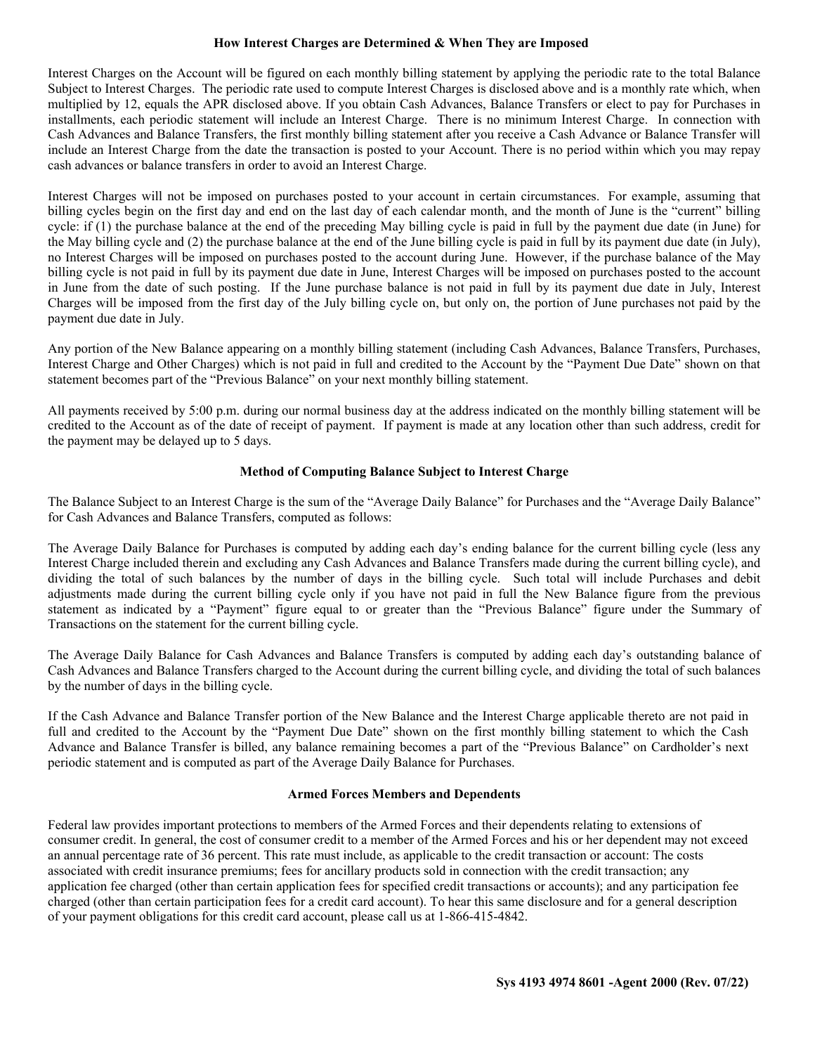### How Interest Charges are Determined & When They are Imposed

Interest Charges on the Account will be figured on each monthly billing statement by applying the periodic rate to the total Balance Subject to Interest Charges. The periodic rate used to compute Interest Charges is disclosed above and is a monthly rate which, when multiplied by 12, equals the APR disclosed above. If you obtain Cash Advances, Balance Transfers or elect to pay for Purchases in installments, each periodic statement will include an Interest Charge. There is no minimum Interest Charge. In connection with Cash Advances and Balance Transfers, the first monthly billing statement after you receive a Cash Advance or Balance Transfer will include an Interest Charge from the date the transaction is posted to your Account. There is no period within which you may repay cash advances or balance transfers in order to avoid an Interest Charge.

Interest Charges will not be imposed on purchases posted to your account in certain circumstances. For example, assuming that billing cycles begin on the first day and end on the last day of each calendar month, and the month of June is the "current" billing cycle: if (1) the purchase balance at the end of the preceding May billing cycle is paid in full by the payment due date (in June) for the May billing cycle and (2) the purchase balance at the end of the June billing cycle is paid in full by its payment due date (in July), no Interest Charges will be imposed on purchases posted to the account during June. However, if the purchase balance of the May billing cycle is not paid in full by its payment due date in June, Interest Charges will be imposed on purchases posted to the account in June from the date of such posting. If the June purchase balance is not paid in full by its payment due date in July, Interest Charges will be imposed from the first day of the July billing cycle on, but only on, the portion of June purchases not paid by the payment due date in July.

Any portion of the New Balance appearing on a monthly billing statement (including Cash Advances, Balance Transfers, Purchases, Interest Charge and Other Charges) which is not paid in full and credited to the Account by the "Payment Due Date" shown on that statement becomes part of the "Previous Balance" on your next monthly billing statement.

All payments received by 5:00 p.m. during our normal business day at the address indicated on the monthly billing statement will be credited to the Account as of the date of receipt of payment. If payment is made at any location other than such address, credit for the payment may be delayed up to 5 days.

### Method of Computing Balance Subject to Interest Charge

The Balance Subject to an Interest Charge is the sum of the "Average Daily Balance" for Purchases and the "Average Daily Balance" for Cash Advances and Balance Transfers, computed as follows:

The Average Daily Balance for Purchases is computed by adding each day's ending balance for the current billing cycle (less any Interest Charge included therein and excluding any Cash Advances and Balance Transfers made during the current billing cycle), and dividing the total of such balances by the number of days in the billing cycle. Such total will include Purchases and debit adjustments made during the current billing cycle only if you have not paid in full the New Balance figure from the previous statement as indicated by a "Payment" figure equal to or greater than the "Previous Balance" figure under the Summary of Transactions on the statement for the current billing cycle.

The Average Daily Balance for Cash Advances and Balance Transfers is computed by adding each day's outstanding balance of Cash Advances and Balance Transfers charged to the Account during the current billing cycle, and dividing the total of such balances by the number of days in the billing cycle.

If the Cash Advance and Balance Transfer portion of the New Balance and the Interest Charge applicable thereto are not paid in full and credited to the Account by the "Payment Due Date" shown on the first monthly billing statement to which the Cash Advance and Balance Transfer is billed, any balance remaining becomes a part of the "Previous Balance" on Cardholder's next periodic statement and is computed as part of the Average Daily Balance for Purchases.

### Armed Forces Members and Dependents

Federal law provides important protections to members of the Armed Forces and their dependents relating to extensions of consumer credit. In general, the cost of consumer credit to a member of the Armed Forces and his or her dependent may not exceed an annual percentage rate of 36 percent. This rate must include, as applicable to the credit transaction or account: The costs associated with credit insurance premiums; fees for ancillary products sold in connection with the credit transaction; any application fee charged (other than certain application fees for specified credit transactions or accounts); and any participation fee charged (other than certain participation fees for a credit card account). To hear this same disclosure and for a general description of your payment obligations for this credit card account, please call us at 1-866-415-4842.

**Sys 4193 4974 8601 -Agent 2000 (Rev. 07/22)**